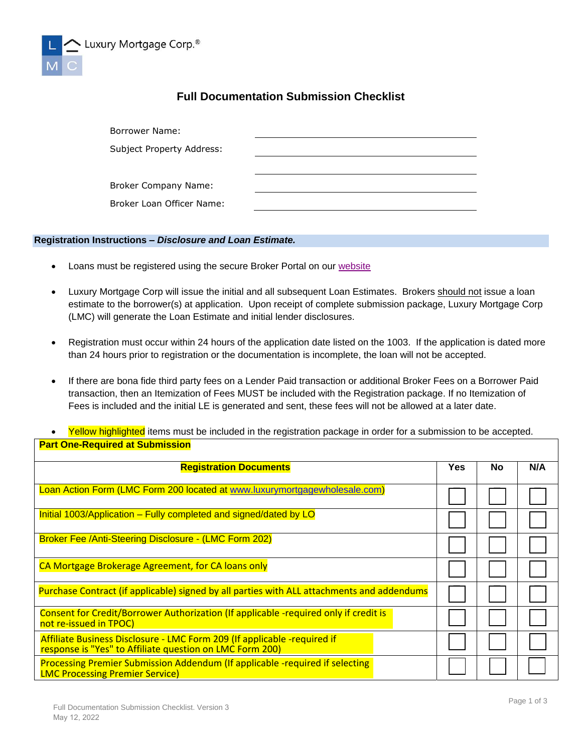Luxury Mortgage Corp.®

# Full Documentation Submission Checklist

Borrower Name: ______________________________

Subject Property Address: ______________________________

______________________________

Broker Company Name: ______________________________

Broker Loan Officer Name: ______________________________

## Registration Instructions – *Disclosure and Loan Estimate.*

- Loans must be registered using the secure Broker Portal on our website
- Luxury Mortgage Corp will issue the initial and all subsequent Loan Estimates. Brokers should not issue a loan estimate to the borrower(s) at application. Upon receipt of complete submission package, Luxury Mortgage Corp (LMC) will generate the Loan Estimate and initial lender disclosures.
- Registration must occur within 24 hours of the application date listed on the 1003. If the application is dated more than 24 hours prior to registration or the documentation is incomplete, the loan will not be accepted.
- If there are bona fide third party fees on a Lender Paid transaction or additional Broker Fees on a Borrower Paid transaction, then an Itemization of Fees MUST be included with the Registration package. If no Itemization of Fees is included and the initial LE is generated and sent, these fees will not be allowed at a later date.
- Yellow highlighted items must be included in the registration package in order for a submission to be accepted.

**Part One-Required at Submission**

| **Registration Documents** | **Yes** | **No** | **N/A** |
|---|---|---|---|
| Loan Action Form (LMC Form 200 located at www.luxurymortgagewholesale.com) | ☐ | ☐ | ☐ |
| Initial 1003/Application – Fully completed and signed/dated by LO | ☐ | ☐ | ☐ |
| Broker Fee /Anti-Steering Disclosure - (LMC Form 202) | ☐ | ☐ | ☐ |
| CA Mortgage Brokerage Agreement, for CA loans only | ☐ | ☐ | ☐ |
| Purchase Contract (if applicable) signed by all parties with ALL attachments and addendums | ☐ | ☐ | ☐ |
| Consent for Credit/Borrower Authorization (If applicable -required only if credit is not re-issued in TPOC) | ☐ | ☐ | ☐ |
| Affiliate Business Disclosure - LMC Form 209 (If applicable -required if response is "Yes" to Affiliate question on LMC Form 200) | ☐ | ☐ | ☐ |
| Processing Premier Submission Addendum (If applicable -required if selecting LMC Processing Premier Service) | ☐ | ☐ | ☐ |

Full Documentation Submission Checklist. Version 3
May 12, 2022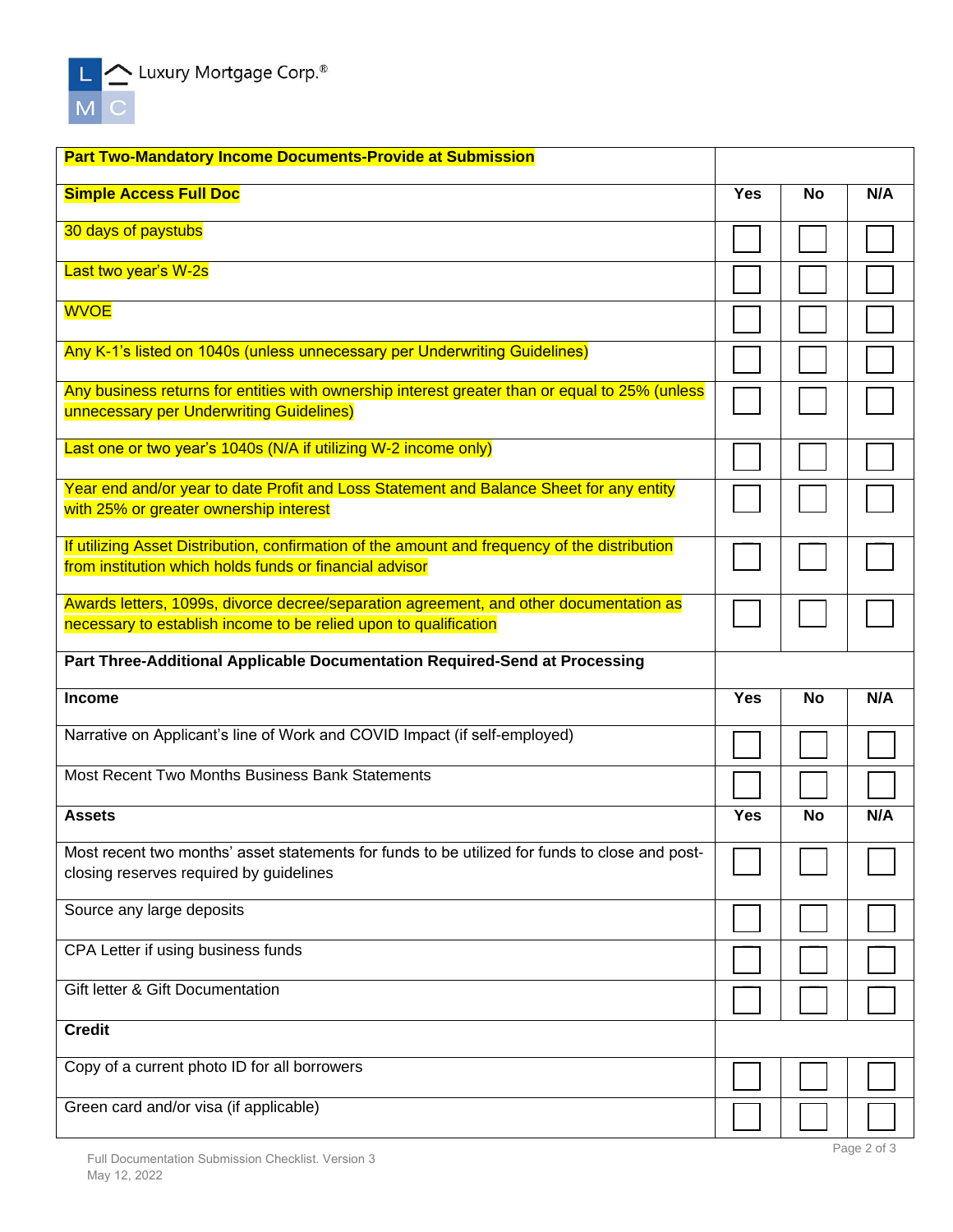Luxury Mortgage Corp.®

| **Part Two-Mandatory Income Documents-Provide at Submission** | | | |
|---|---|---|---|
| **Simple Access Full Doc** | **Yes** | **No** | **N/A** |
| 30 days of paystubs | ☐ | ☐ | ☐ |
| Last two year's W-2s | ☐ | ☐ | ☐ |
| WVOE | ☐ | ☐ | ☐ |
| Any K-1's listed on 1040s (unless unnecessary per Underwriting Guidelines) | ☐ | ☐ | ☐ |
| Any business returns for entities with ownership interest greater than or equal to 25% (unless unnecessary per Underwriting Guidelines) | ☐ | ☐ | ☐ |
| Last one or two year's 1040s (N/A if utilizing W-2 income only) | ☐ | ☐ | ☐ |
| Year end and/or year to date Profit and Loss Statement and Balance Sheet for any entity with 25% or greater ownership interest | ☐ | ☐ | ☐ |
| If utilizing Asset Distribution, confirmation of the amount and frequency of the distribution from institution which holds funds or financial advisor | ☐ | ☐ | ☐ |
| Awards letters, 1099s, divorce decree/separation agreement, and other documentation as necessary to establish income to be relied upon to qualification | ☐ | ☐ | ☐ |
| **Part Three-Additional Applicable Documentation Required-Send at Processing** | | | |
| **Income** | **Yes** | **No** | **N/A** |
| Narrative on Applicant's line of Work and COVID Impact (if self-employed) | ☐ | ☐ | ☐ |
| Most Recent Two Months Business Bank Statements | ☐ | ☐ | ☐ |
| **Assets** | **Yes** | **No** | **N/A** |
| Most recent two months' asset statements for funds to be utilized for funds to close and post-closing reserves required by guidelines | ☐ | ☐ | ☐ |
| Source any large deposits | ☐ | ☐ | ☐ |
| CPA Letter if using business funds | ☐ | ☐ | ☐ |
| Gift letter & Gift Documentation | ☐ | ☐ | ☐ |
| **Credit** | | | |
| Copy of a current photo ID for all borrowers | ☐ | ☐ | ☐ |
| Green card and/or visa (if applicable) | ☐ | ☐ | ☐ |

Full Documentation Submission Checklist. Version 3
May 12, 2022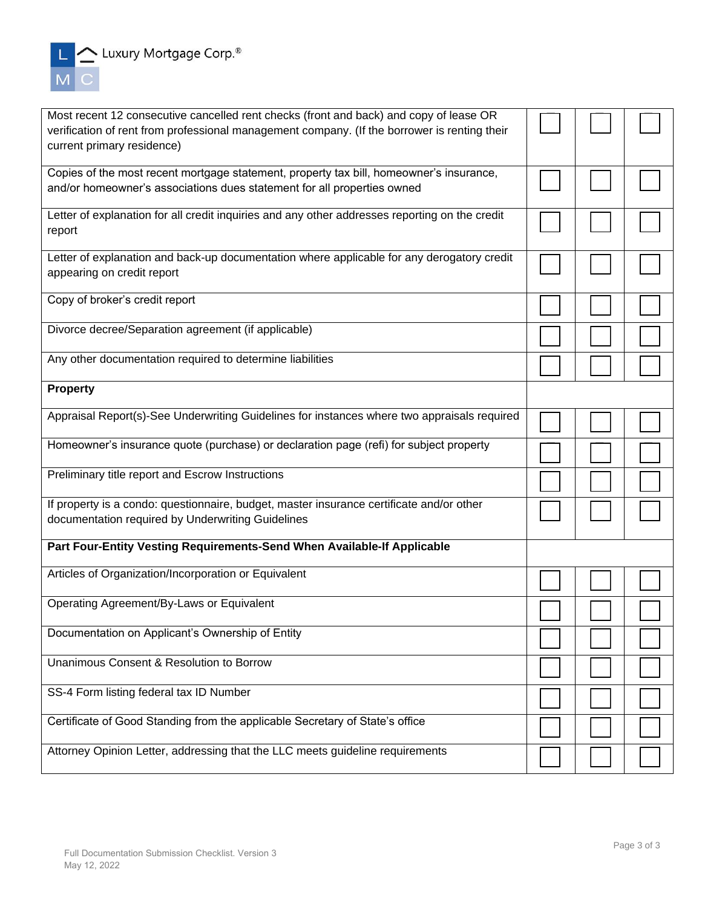| | | | |
|---|---|---|---|
| Most recent 12 consecutive cancelled rent checks (front and back) and copy of lease OR verification of rent from professional management company. (If the borrower is renting their current primary residence) | ☐ | ☐ | ☐ |
| Copies of the most recent mortgage statement, property tax bill, homeowner's insurance, and/or homeowner's associations dues statement for all properties owned | ☐ | ☐ | ☐ |
| Letter of explanation for all credit inquiries and any other addresses reporting on the credit report | ☐ | ☐ | ☐ |
| Letter of explanation and back-up documentation where applicable for any derogatory credit appearing on credit report | ☐ | ☐ | ☐ |
| Copy of broker's credit report | ☐ | ☐ | ☐ |
| Divorce decree/Separation agreement (if applicable) | ☐ | ☐ | ☐ |
| Any other documentation required to determine liabilities | ☐ | ☐ | ☐ |
| **Property** | | | |
| Appraisal Report(s)-See Underwriting Guidelines for instances where two appraisals required | ☐ | ☐ | ☐ |
| Homeowner's insurance quote (purchase) or declaration page (refi) for subject property | ☐ | ☐ | ☐ |
| Preliminary title report and Escrow Instructions | ☐ | ☐ | ☐ |
| If property is a condo: questionnaire, budget, master insurance certificate and/or other documentation required by Underwriting Guidelines | ☐ | ☐ | ☐ |
| **Part Four-Entity Vesting Requirements-Send When Available-If Applicable** | | | |
| Articles of Organization/Incorporation or Equivalent | ☐ | ☐ | ☐ |
| Operating Agreement/By-Laws or Equivalent | ☐ | ☐ | ☐ |
| Documentation on Applicant's Ownership of Entity | ☐ | ☐ | ☐ |
| Unanimous Consent & Resolution to Borrow | ☐ | ☐ | ☐ |
| SS-4 Form listing federal tax ID Number | ☐ | ☐ | ☐ |
| Certificate of Good Standing from the applicable Secretary of State's office | ☐ | ☐ | ☐ |
| Attorney Opinion Letter, addressing that the LLC meets guideline requirements | ☐ | ☐ | ☐ |